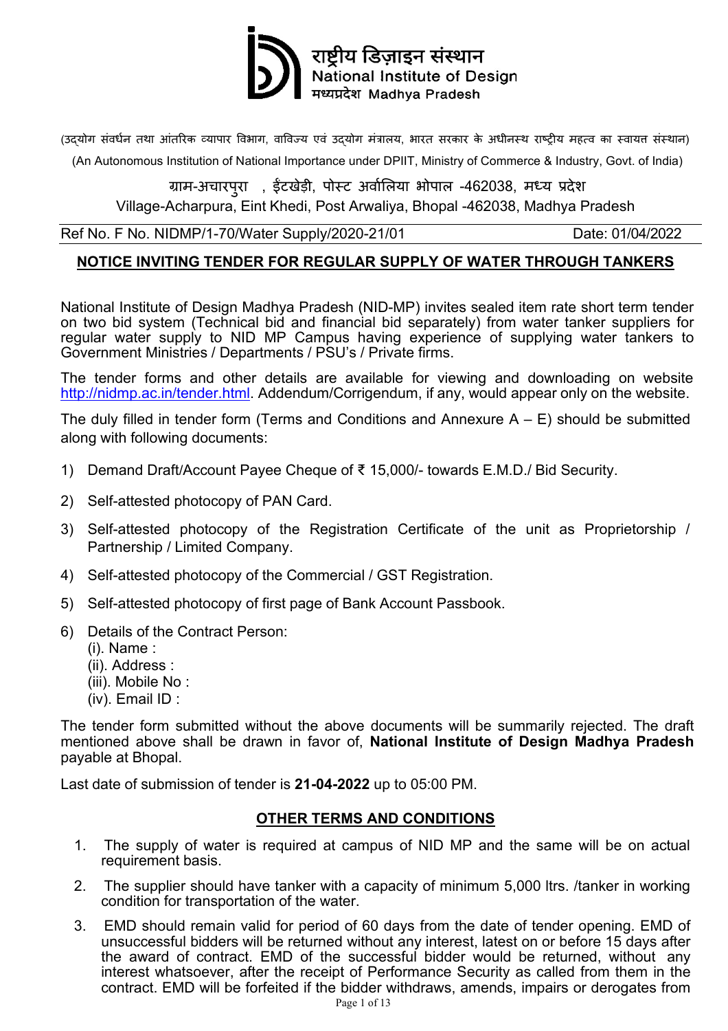राष्ट्रीय डिज़ाइन संस्थान
National Institute of Design
मध्यप्रदेश Madhya Pradesh

(उद्योग संवर्धन तथा आंतरिक व्यापार विभाग, वाणिज्य एवं उद्योग मंत्रालय, भारत सरकार के अधीनस्थ राष्ट्रीय महत्व का स्वायत्त संस्थान)

(An Autonomous Institution of National Importance under DPIIT, Ministry of Commerce & Industry, Govt. of India)

ग्राम-अचारपुरा , ईंटखेड़ी, पोस्ट अर्वालिया भोपाल -462038, मध्य प्रदेश

Village-Acharpura, Eint Khedi, Post Arwaliya, Bhopal -462038, Madhya Pradesh

Ref No. F No. NIDMP/1-70/Water Supply/2020-21/01 Date: 01/04/2022

## NOTICE INVITING TENDER FOR REGULAR SUPPLY OF WATER THROUGH TANKERS

National Institute of Design Madhya Pradesh (NID-MP) invites sealed item rate short term tender on two bid system (Technical bid and financial bid separately) from water tanker suppliers for regular water supply to NID MP Campus having experience of supplying water tankers to Government Ministries / Departments / PSU's / Private firms.

The tender forms and other details are available for viewing and downloading on website http://nidmp.ac.in/tender.html. Addendum/Corrigendum, if any, would appear only on the website.

The duly filled in tender form (Terms and Conditions and Annexure A – E) should be submitted along with following documents:

1) Demand Draft/Account Payee Cheque of ₹ 15,000/- towards E.M.D./ Bid Security.
2) Self-attested photocopy of PAN Card.
3) Self-attested photocopy of the Registration Certificate of the unit as Proprietorship / Partnership / Limited Company.
4) Self-attested photocopy of the Commercial / GST Registration.
5) Self-attested photocopy of first page of Bank Account Passbook.
6) Details of the Contract Person:
   (i). Name :
   (ii). Address :
   (iii). Mobile No :
   (iv). Email ID :

The tender form submitted without the above documents will be summarily rejected. The draft mentioned above shall be drawn in favor of, **National Institute of Design Madhya Pradesh** payable at Bhopal.

Last date of submission of tender is **21-04-2022** up to 05:00 PM.

## OTHER TERMS AND CONDITIONS

1. The supply of water is required at campus of NID MP and the same will be on actual requirement basis.
2. The supplier should have tanker with a capacity of minimum 5,000 ltrs. /tanker in working condition for transportation of the water.
3. EMD should remain valid for period of 60 days from the date of tender opening. EMD of unsuccessful bidders will be returned without any interest, latest on or before 15 days after the award of contract. EMD of the successful bidder would be returned, without any interest whatsoever, after the receipt of Performance Security as called from them in the contract. EMD will be forfeited if the bidder withdraws, amends, impairs or derogates from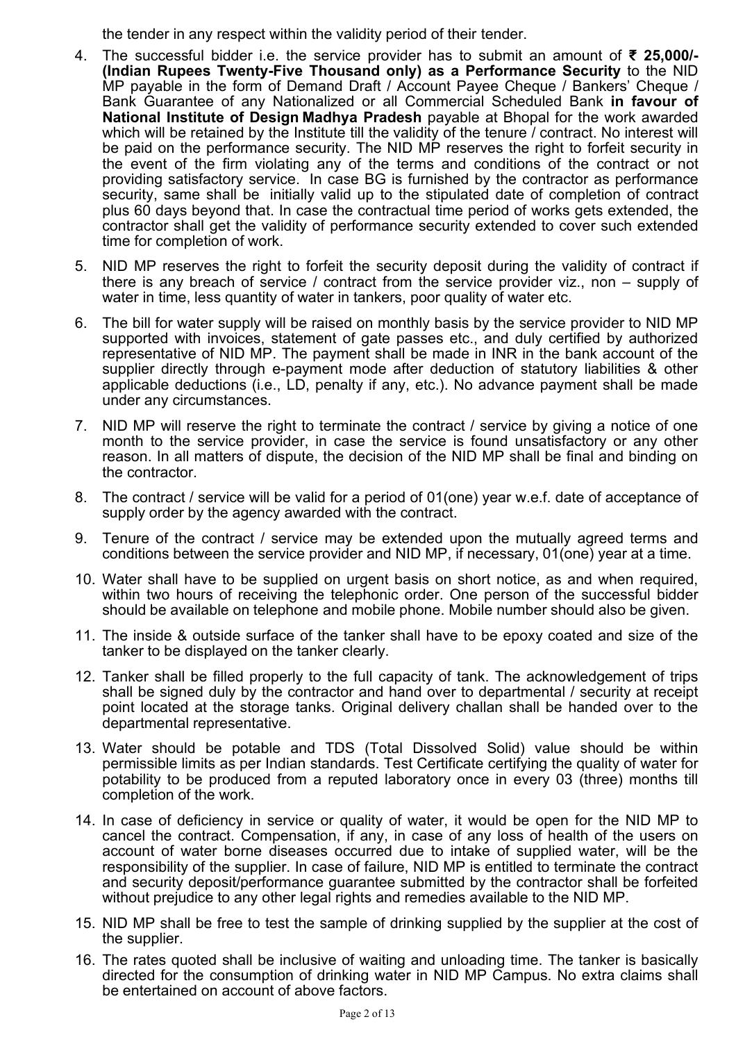the tender in any respect within the validity period of their tender.

4. The successful bidder i.e. the service provider has to submit an amount of **₹ 25,000/- (Indian Rupees Twenty-Five Thousand only) as a Performance Security** to the NID MP payable in the form of Demand Draft / Account Payee Cheque / Bankers' Cheque / Bank Guarantee of any Nationalized or all Commercial Scheduled Bank **in favour of National Institute of Design Madhya Pradesh** payable at Bhopal for the work awarded which will be retained by the Institute till the validity of the tenure / contract. No interest will be paid on the performance security. The NID MP reserves the right to forfeit security in the event of the firm violating any of the terms and conditions of the contract or not providing satisfactory service. In case BG is furnished by the contractor as performance security, same shall be initially valid up to the stipulated date of completion of contract plus 60 days beyond that. In case the contractual time period of works gets extended, the contractor shall get the validity of performance security extended to cover such extended time for completion of work.

5. NID MP reserves the right to forfeit the security deposit during the validity of contract if there is any breach of service / contract from the service provider viz., non – supply of water in time, less quantity of water in tankers, poor quality of water etc.

6. The bill for water supply will be raised on monthly basis by the service provider to NID MP supported with invoices, statement of gate passes etc., and duly certified by authorized representative of NID MP. The payment shall be made in INR in the bank account of the supplier directly through e-payment mode after deduction of statutory liabilities & other applicable deductions (i.e., LD, penalty if any, etc.). No advance payment shall be made under any circumstances.

7. NID MP will reserve the right to terminate the contract / service by giving a notice of one month to the service provider, in case the service is found unsatisfactory or any other reason. In all matters of dispute, the decision of the NID MP shall be final and binding on the contractor.

8. The contract / service will be valid for a period of 01(one) year w.e.f. date of acceptance of supply order by the agency awarded with the contract.

9. Tenure of the contract / service may be extended upon the mutually agreed terms and conditions between the service provider and NID MP, if necessary, 01(one) year at a time.

10. Water shall have to be supplied on urgent basis on short notice, as and when required, within two hours of receiving the telephonic order. One person of the successful bidder should be available on telephone and mobile phone. Mobile number should also be given.

11. The inside & outside surface of the tanker shall have to be epoxy coated and size of the tanker to be displayed on the tanker clearly.

12. Tanker shall be filled properly to the full capacity of tank. The acknowledgement of trips shall be signed duly by the contractor and hand over to departmental / security at receipt point located at the storage tanks. Original delivery challan shall be handed over to the departmental representative.

13. Water should be potable and TDS (Total Dissolved Solid) value should be within permissible limits as per Indian standards. Test Certificate certifying the quality of water for potability to be produced from a reputed laboratory once in every 03 (three) months till completion of the work.

14. In case of deficiency in service or quality of water, it would be open for the NID MP to cancel the contract. Compensation, if any, in case of any loss of health of the users on account of water borne diseases occurred due to intake of supplied water, will be the responsibility of the supplier. In case of failure, NID MP is entitled to terminate the contract and security deposit/performance guarantee submitted by the contractor shall be forfeited without prejudice to any other legal rights and remedies available to the NID MP.

15. NID MP shall be free to test the sample of drinking supplied by the supplier at the cost of the supplier.

16. The rates quoted shall be inclusive of waiting and unloading time. The tanker is basically directed for the consumption of drinking water in NID MP Campus. No extra claims shall be entertained on account of above factors.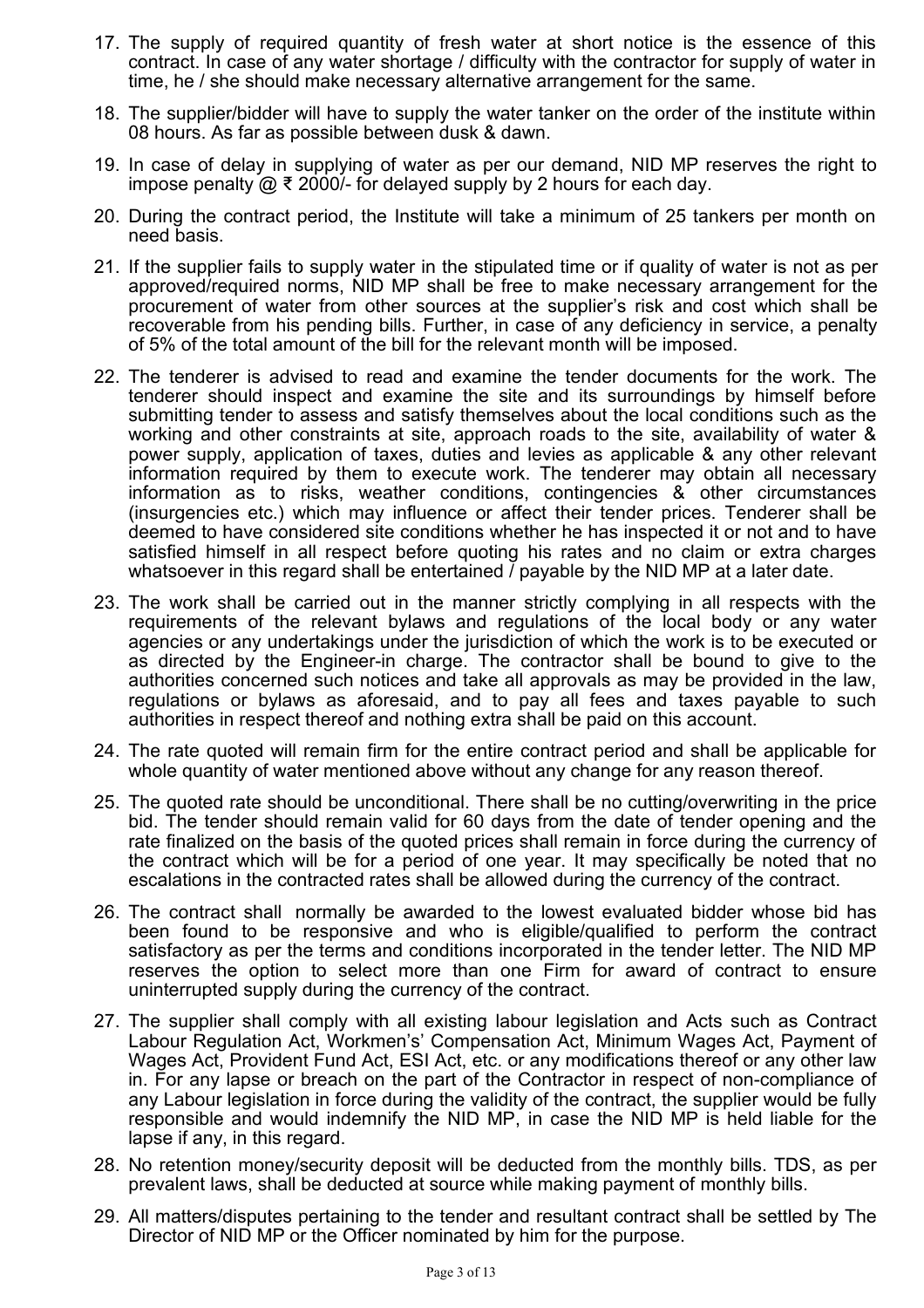17. The supply of required quantity of fresh water at short notice is the essence of this contract. In case of any water shortage / difficulty with the contractor for supply of water in time, he / she should make necessary alternative arrangement for the same.

18. The supplier/bidder will have to supply the water tanker on the order of the institute within 08 hours. As far as possible between dusk & dawn.

19. In case of delay in supplying of water as per our demand, NID MP reserves the right to impose penalty @ ₹ 2000/- for delayed supply by 2 hours for each day.

20. During the contract period, the Institute will take a minimum of 25 tankers per month on need basis.

21. If the supplier fails to supply water in the stipulated time or if quality of water is not as per approved/required norms, NID MP shall be free to make necessary arrangement for the procurement of water from other sources at the supplier's risk and cost which shall be recoverable from his pending bills. Further, in case of any deficiency in service, a penalty of 5% of the total amount of the bill for the relevant month will be imposed.

22. The tenderer is advised to read and examine the tender documents for the work. The tenderer should inspect and examine the site and its surroundings by himself before submitting tender to assess and satisfy themselves about the local conditions such as the working and other constraints at site, approach roads to the site, availability of water & power supply, application of taxes, duties and levies as applicable & any other relevant information required by them to execute work. The tenderer may obtain all necessary information as to risks, weather conditions, contingencies & other circumstances (insurgencies etc.) which may influence or affect their tender prices. Tenderer shall be deemed to have considered site conditions whether he has inspected it or not and to have satisfied himself in all respect before quoting his rates and no claim or extra charges whatsoever in this regard shall be entertained / payable by the NID MP at a later date.

23. The work shall be carried out in the manner strictly complying in all respects with the requirements of the relevant bylaws and regulations of the local body or any water agencies or any undertakings under the jurisdiction of which the work is to be executed or as directed by the Engineer-in charge. The contractor shall be bound to give to the authorities concerned such notices and take all approvals as may be provided in the law, regulations or bylaws as aforesaid, and to pay all fees and taxes payable to such authorities in respect thereof and nothing extra shall be paid on this account.

24. The rate quoted will remain firm for the entire contract period and shall be applicable for whole quantity of water mentioned above without any change for any reason thereof.

25. The quoted rate should be unconditional. There shall be no cutting/overwriting in the price bid. The tender should remain valid for 60 days from the date of tender opening and the rate finalized on the basis of the quoted prices shall remain in force during the currency of the contract which will be for a period of one year. It may specifically be noted that no escalations in the contracted rates shall be allowed during the currency of the contract.

26. The contract shall normally be awarded to the lowest evaluated bidder whose bid has been found to be responsive and who is eligible/qualified to perform the contract satisfactory as per the terms and conditions incorporated in the tender letter. The NID MP reserves the option to select more than one Firm for award of contract to ensure uninterrupted supply during the currency of the contract.

27. The supplier shall comply with all existing labour legislation and Acts such as Contract Labour Regulation Act, Workmen's' Compensation Act, Minimum Wages Act, Payment of Wages Act, Provident Fund Act, ESI Act, etc. or any modifications thereof or any other law in. For any lapse or breach on the part of the Contractor in respect of non-compliance of any Labour legislation in force during the validity of the contract, the supplier would be fully responsible and would indemnify the NID MP, in case the NID MP is held liable for the lapse if any, in this regard.

28. No retention money/security deposit will be deducted from the monthly bills. TDS, as per prevalent laws, shall be deducted at source while making payment of monthly bills.

29. All matters/disputes pertaining to the tender and resultant contract shall be settled by The Director of NID MP or the Officer nominated by him for the purpose.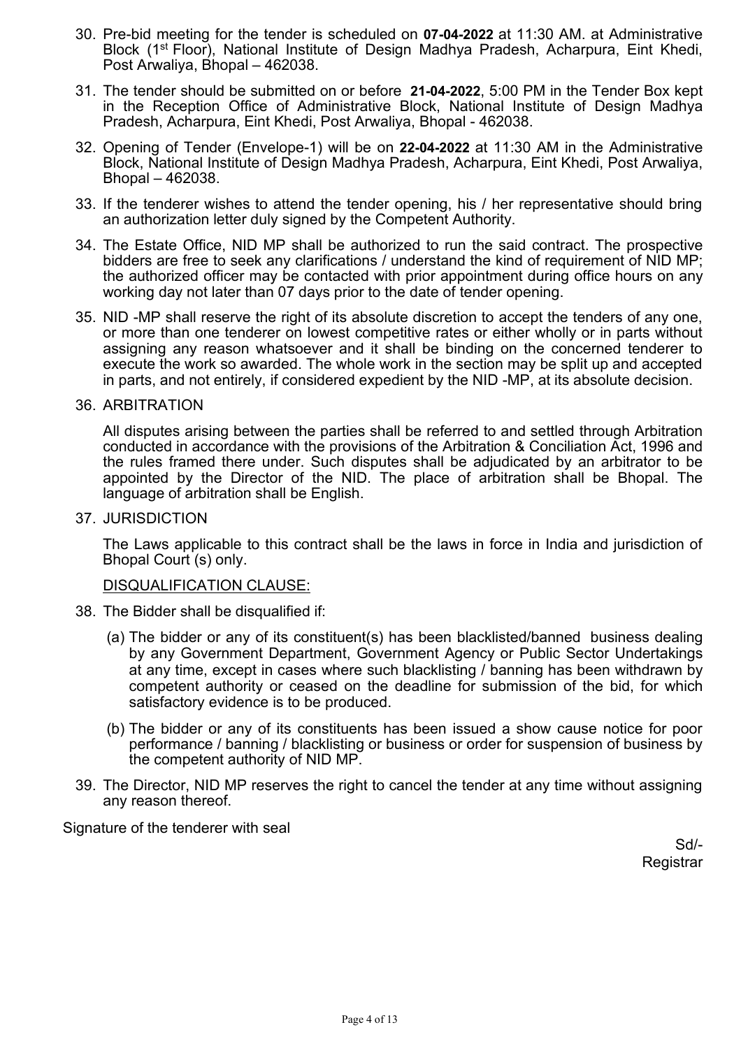30. Pre-bid meeting for the tender is scheduled on **07-04-2022** at 11:30 AM. at Administrative Block (1st Floor), National Institute of Design Madhya Pradesh, Acharpura, Eint Khedi, Post Arwaliya, Bhopal – 462038.

31. The tender should be submitted on or before **21-04-2022**, 5:00 PM in the Tender Box kept in the Reception Office of Administrative Block, National Institute of Design Madhya Pradesh, Acharpura, Eint Khedi, Post Arwaliya, Bhopal - 462038.

32. Opening of Tender (Envelope-1) will be on **22-04-2022** at 11:30 AM in the Administrative Block, National Institute of Design Madhya Pradesh, Acharpura, Eint Khedi, Post Arwaliya, Bhopal – 462038.

33. If the tenderer wishes to attend the tender opening, his / her representative should bring an authorization letter duly signed by the Competent Authority.

34. The Estate Office, NID MP shall be authorized to run the said contract. The prospective bidders are free to seek any clarifications / understand the kind of requirement of NID MP; the authorized officer may be contacted with prior appointment during office hours on any working day not later than 07 days prior to the date of tender opening.

35. NID -MP shall reserve the right of its absolute discretion to accept the tenders of any one, or more than one tenderer on lowest competitive rates or either wholly or in parts without assigning any reason whatsoever and it shall be binding on the concerned tenderer to execute the work so awarded. The whole work in the section may be split up and accepted in parts, and not entirely, if considered expedient by the NID -MP, at its absolute decision.

36. ARBITRATION

    All disputes arising between the parties shall be referred to and settled through Arbitration conducted in accordance with the provisions of the Arbitration & Conciliation Act, 1996 and the rules framed there under. Such disputes shall be adjudicated by an arbitrator to be appointed by the Director of the NID. The place of arbitration shall be Bhopal. The language of arbitration shall be English.

37. JURISDICTION

    The Laws applicable to this contract shall be the laws in force in India and jurisdiction of Bhopal Court (s) only.

<u>DISQUALIFICATION CLAUSE:</u>

38. The Bidder shall be disqualified if:

    (a) The bidder or any of its constituent(s) has been blacklisted/banned business dealing by any Government Department, Government Agency or Public Sector Undertakings at any time, except in cases where such blacklisting / banning has been withdrawn by competent authority or ceased on the deadline for submission of the bid, for which satisfactory evidence is to be produced.

    (b) The bidder or any of its constituents has been issued a show cause notice for poor performance / banning / blacklisting or business or order for suspension of business by the competent authority of NID MP.

39. The Director, NID MP reserves the right to cancel the tender at any time without assigning any reason thereof.

Signature of the tenderer with seal

Sd/-
Registrar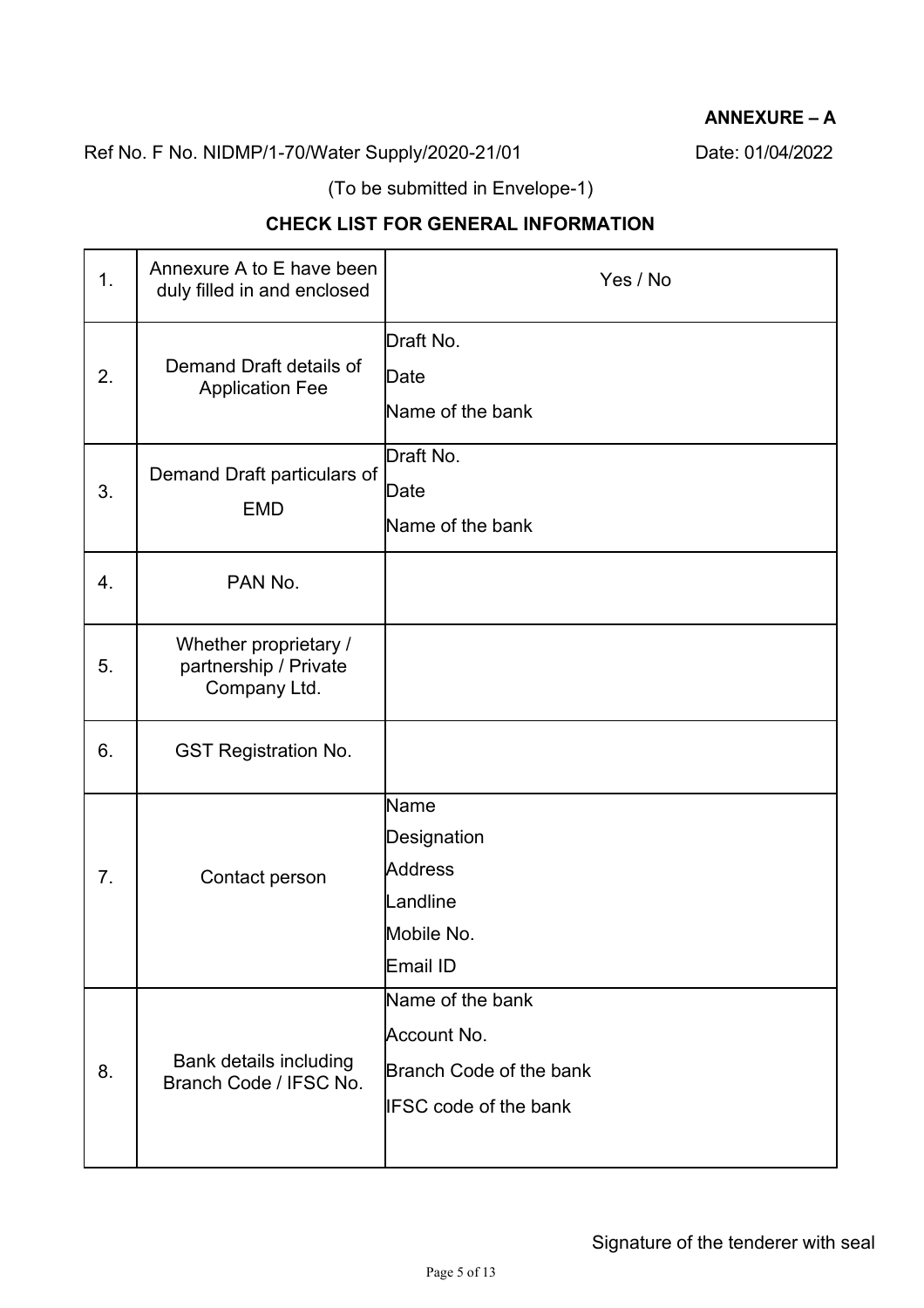**ANNEXURE – A**

Ref No. F No. NIDMP/1-70/Water Supply/2020-21/01 Date: 01/04/2022

(To be submitted in Envelope-1)

### CHECK LIST FOR GENERAL INFORMATION

| | | |
|---|---|---|
| 1. | Annexure A to E have been duly filled in and enclosed | Yes / No |
| 2. | Demand Draft details of Application Fee | Draft No.<br>Date<br>Name of the bank |
| 3. | Demand Draft particulars of EMD | Draft No.<br>Date<br>Name of the bank |
| 4. | PAN No. | |
| 5. | Whether proprietary / partnership / Private Company Ltd. | |
| 6. | GST Registration No. | |
| 7. | Contact person | Name<br>Designation<br>Address<br>Landline<br>Mobile No.<br>Email ID |
| 8. | Bank details including Branch Code / IFSC No. | Name of the bank<br>Account No.<br>Branch Code of the bank<br>IFSC code of the bank |

Signature of the tenderer with seal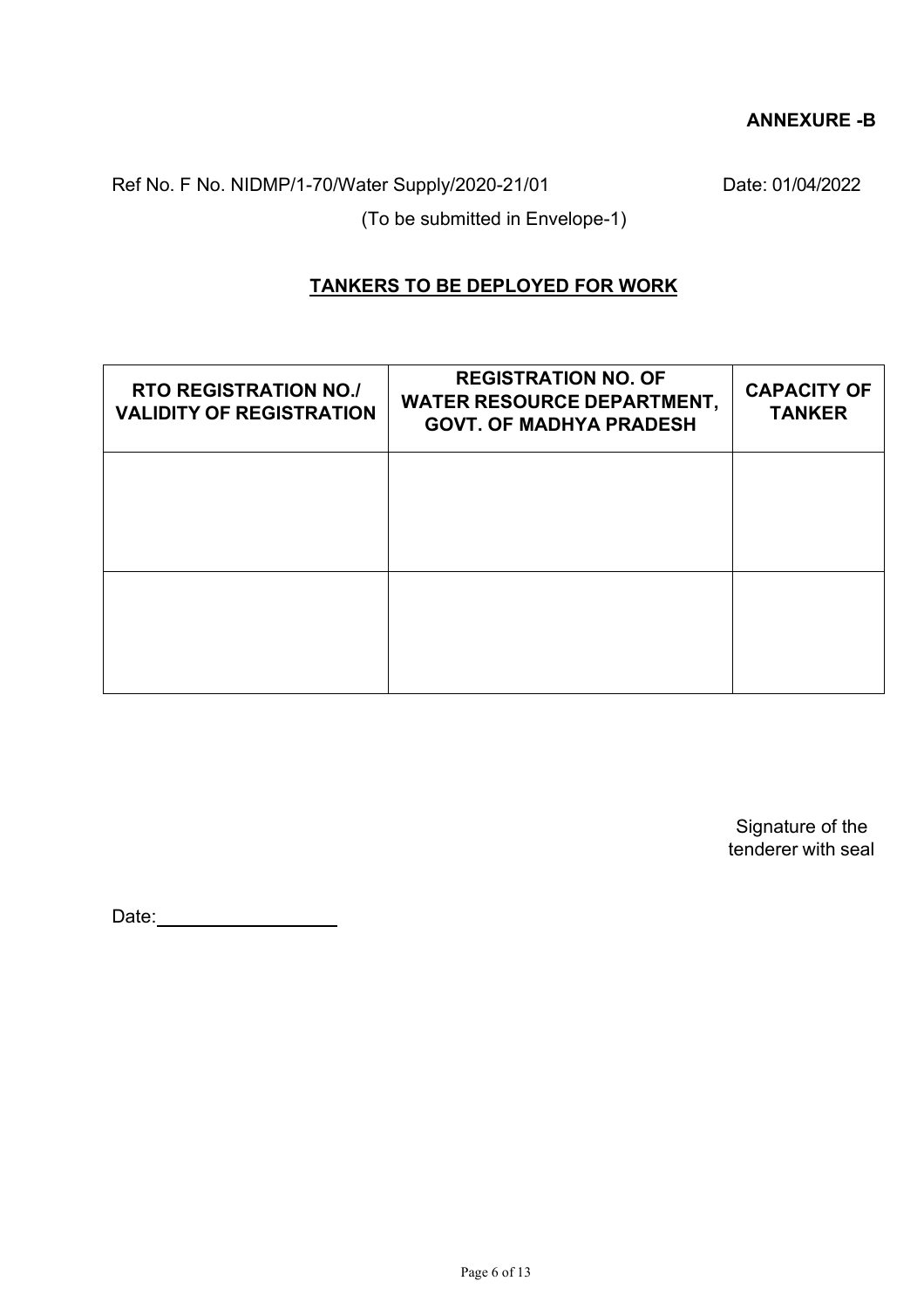**ANNEXURE -B**

Ref No. F No. NIDMP/1-70/Water Supply/2020-21/01 Date: 01/04/2022

(To be submitted in Envelope-1)

## TANKERS TO BE DEPLOYED FOR WORK

| RTO REGISTRATION NO./ VALIDITY OF REGISTRATION | REGISTRATION NO. OF WATER RESOURCE DEPARTMENT, GOVT. OF MADHYA PRADESH | CAPACITY OF TANKER |
|---|---|---|
| | | |
| | | |

Signature of the tenderer with seal

Date:________________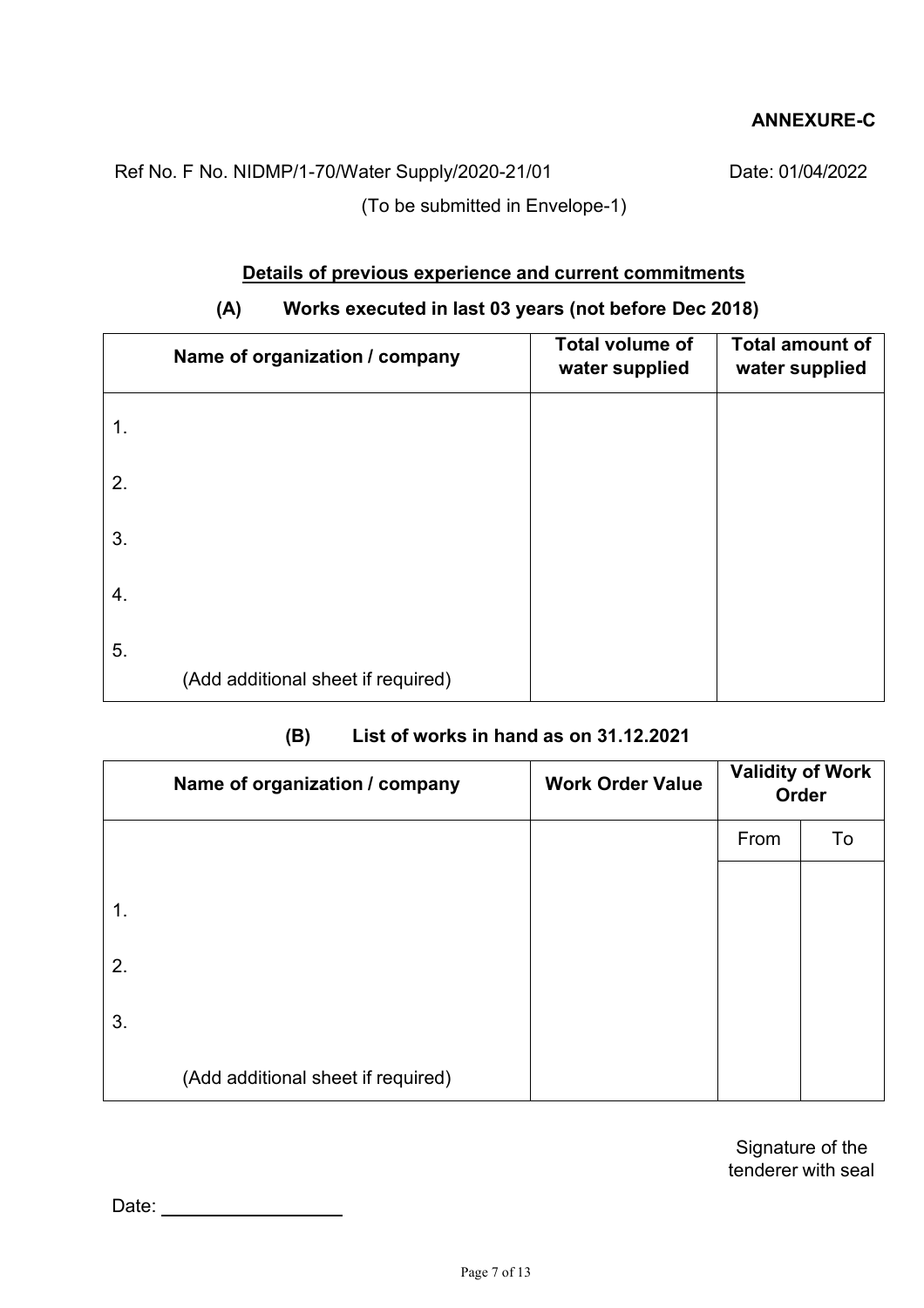**ANNEXURE-C**

Ref No. F No. NIDMP/1-70/Water Supply/2020-21/01 Date: 01/04/2022

(To be submitted in Envelope-1)

**Details of previous experience and current commitments**

**(A) Works executed in last 03 years (not before Dec 2018)**

| Name of organization / company | Total volume of water supplied | Total amount of water supplied |
|---|---|---|
| 1. | | |
| 2. | | |
| 3. | | |
| 4. | | |
| 5. | | |
| (Add additional sheet if required) | | |

**(B) List of works in hand as on 31.12.2021**

| Name of organization / company | Work Order Value | Validity of Work Order | |
|---|---|---|---|
| | | From | To |
| 1. | | | |
| 2. | | | |
| 3. | | | |
| (Add additional sheet if required) | | | |

Signature of the tenderer with seal

Date: ____________________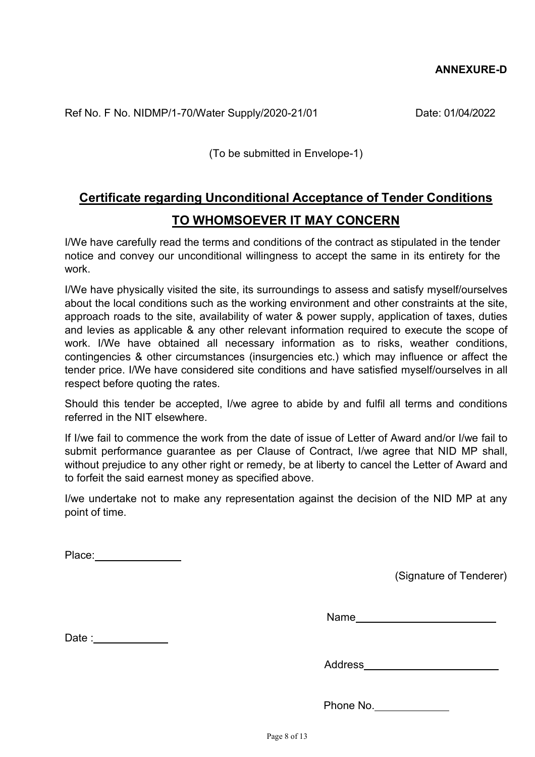**ANNEXURE-D**

Ref No. F No. NIDMP/1-70/Water Supply/2020-21/01 Date: 01/04/2022

(To be submitted in Envelope-1)

## Certificate regarding Unconditional Acceptance of Tender Conditions

## TO WHOMSOEVER IT MAY CONCERN

I/We have carefully read the terms and conditions of the contract as stipulated in the tender notice and convey our unconditional willingness to accept the same in its entirety for the work.

I/We have physically visited the site, its surroundings to assess and satisfy myself/ourselves about the local conditions such as the working environment and other constraints at the site, approach roads to the site, availability of water & power supply, application of taxes, duties and levies as applicable & any other relevant information required to execute the scope of work. I/We have obtained all necessary information as to risks, weather conditions, contingencies & other circumstances (insurgencies etc.) which may influence or affect the tender price. I/We have considered site conditions and have satisfied myself/ourselves in all respect before quoting the rates.

Should this tender be accepted, I/we agree to abide by and fulfil all terms and conditions referred in the NIT elsewhere.

If I/we fail to commence the work from the date of issue of Letter of Award and/or I/we fail to submit performance guarantee as per Clause of Contract, I/we agree that NID MP shall, without prejudice to any other right or remedy, be at liberty to cancel the Letter of Award and to forfeit the said earnest money as specified above.

I/we undertake not to make any representation against the decision of the NID MP at any point of time.

Place:______________

(Signature of Tenderer)

Name______________________

Date :____________

Address______________________

Phone No.____________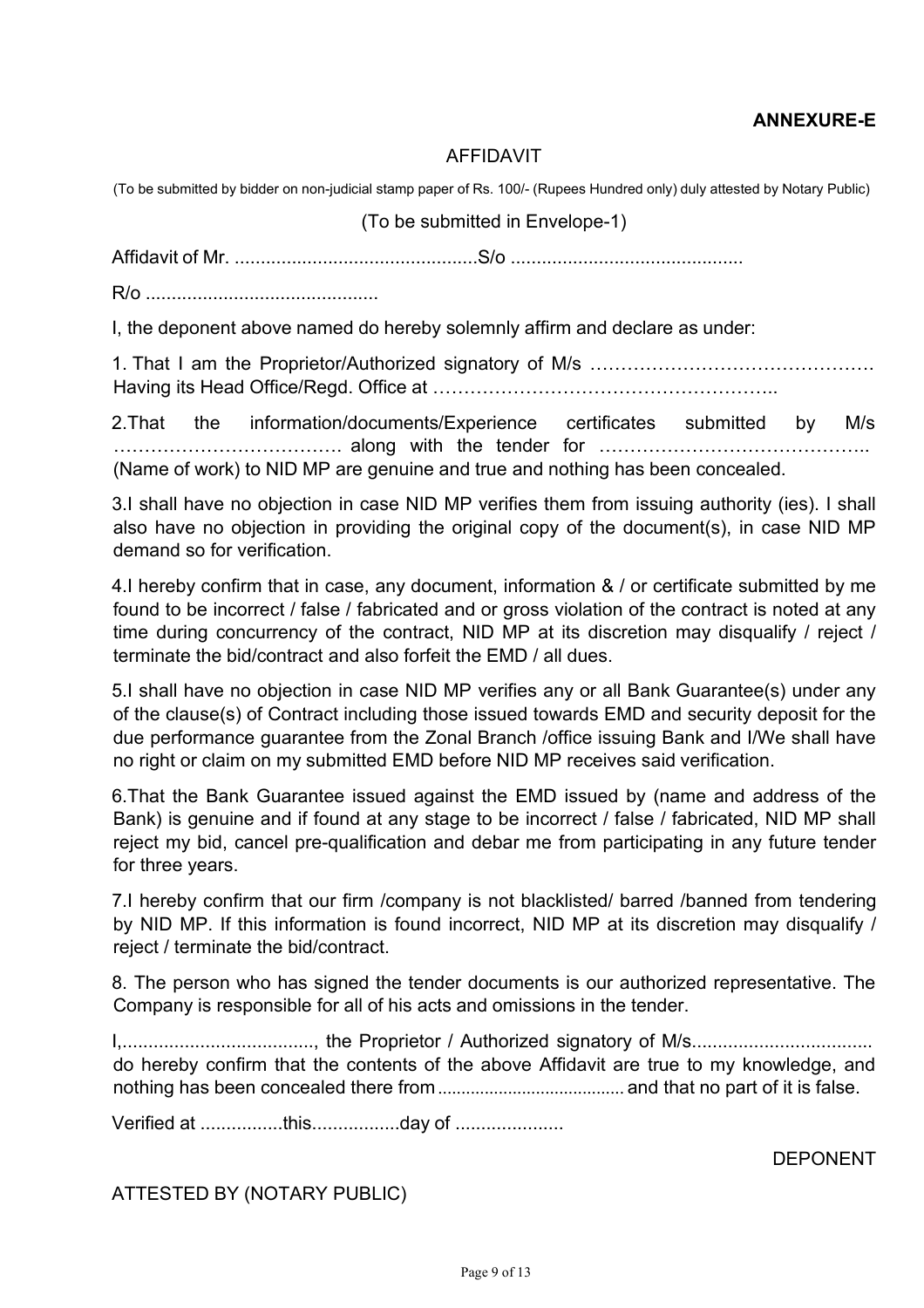**ANNEXURE-E**

AFFIDAVIT

(To be submitted by bidder on non-judicial stamp paper of Rs. 100/- (Rupees Hundred only) duly attested by Notary Public)

(To be submitted in Envelope-1)

Affidavit of Mr. ..............................................S/o ............................................

R/o ............................................

I, the deponent above named do hereby solemnly affirm and declare as under:

1. That I am the Proprietor/Authorized signatory of M/s ………………………………………. Having its Head Office/Regd. Office at ………………………………………………..

2. That the information/documents/Experience certificates submitted by M/s ………………………………. along with the tender for …………………………………….. (Name of work) to NID MP are genuine and true and nothing has been concealed.

3. I shall have no objection in case NID MP verifies them from issuing authority (ies). I shall also have no objection in providing the original copy of the document(s), in case NID MP demand so for verification.

4. I hereby confirm that in case, any document, information & / or certificate submitted by me found to be incorrect / false / fabricated and or gross violation of the contract is noted at any time during concurrency of the contract, NID MP at its discretion may disqualify / reject / terminate the bid/contract and also forfeit the EMD / all dues.

5. I shall have no objection in case NID MP verifies any or all Bank Guarantee(s) under any of the clause(s) of Contract including those issued towards EMD and security deposit for the due performance guarantee from the Zonal Branch /office issuing Bank and I/We shall have no right or claim on my submitted EMD before NID MP receives said verification.

6. That the Bank Guarantee issued against the EMD issued by (name and address of the Bank) is genuine and if found at any stage to be incorrect / false / fabricated, NID MP shall reject my bid, cancel pre-qualification and debar me from participating in any future tender for three years.

7. I hereby confirm that our firm /company is not blacklisted/ barred /banned from tendering by NID MP. If this information is found incorrect, NID MP at its discretion may disqualify / reject / terminate the bid/contract.

8. The person who has signed the tender documents is our authorized representative. The Company is responsible for all of his acts and omissions in the tender.

I,....................................., the Proprietor / Authorized signatory of M/s.................................. do hereby confirm that the contents of the above Affidavit are true to my knowledge, and nothing has been concealed there from ....................................... and that no part of it is false.

Verified at ................this.................day of .....................

DEPONENT

ATTESTED BY (NOTARY PUBLIC)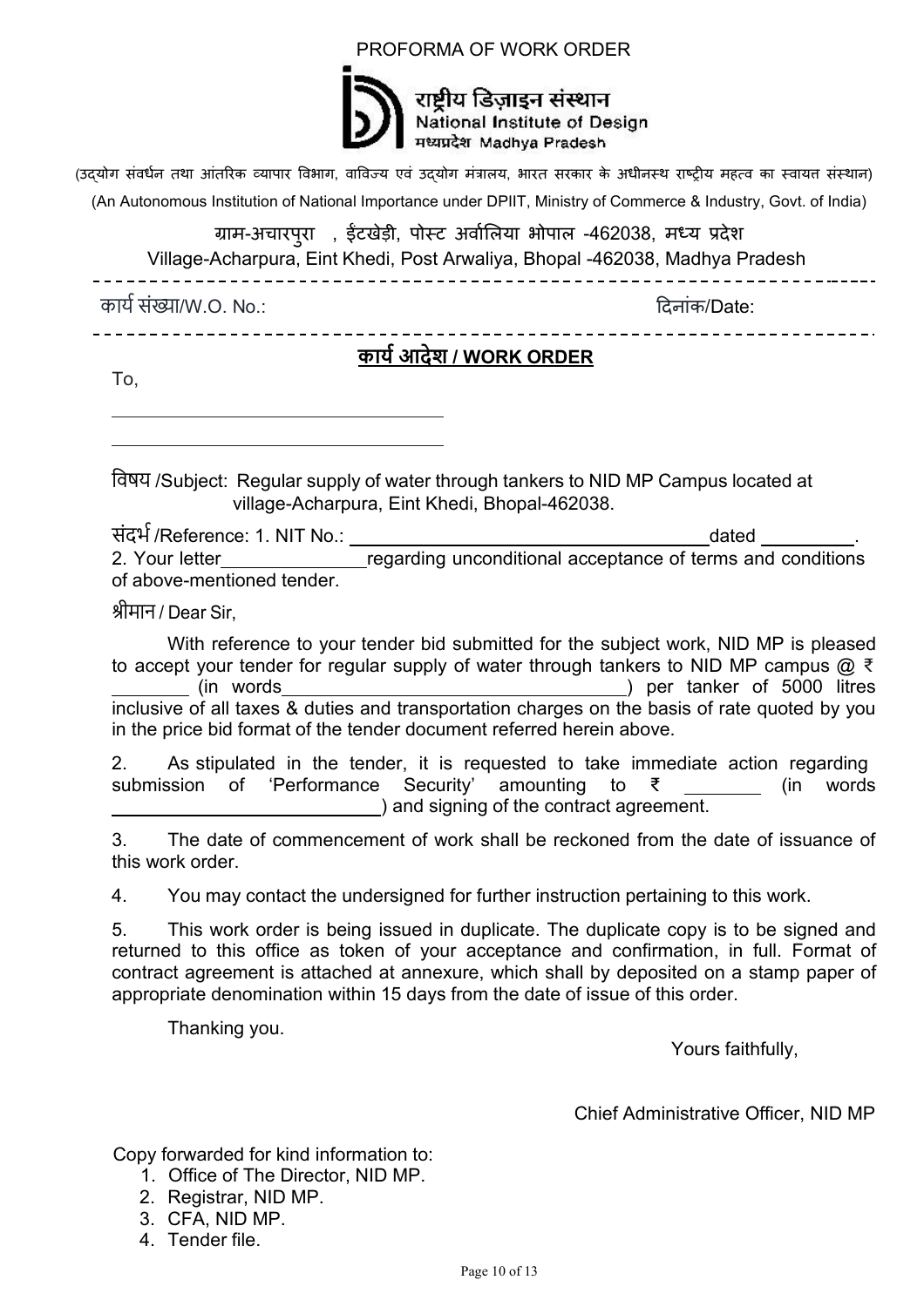PROFORMA OF WORK ORDER

राष्ट्रीय डिज़ाइन संस्थान
National Institute of Design
मध्यप्रदेश Madhya Pradesh

(उद्योग संवर्धन तथा आंतरिक व्यापार विभाग, वाविज्य एवं उद्योग मंत्रालय, भारत सरकार के अधीनस्थ राष्ट्रीय महत्व का स्वायत्त संस्थान)

(An Autonomous Institution of National Importance under DPIIT, Ministry of Commerce & Industry, Govt. of India)

ग्राम-अचारपुरा , ईंटखेड़ी, पोस्ट अर्वालिया भोपाल -462038, मध्य प्रदेश

Village-Acharpura, Eint Khedi, Post Arwaliya, Bhopal -462038, Madhya Pradesh

---

कार्य संख्या/W.O. No.: दिनांक/Date:

---

## कार्य आदेश / WORK ORDER

To,

\_\_\_\_\_\_\_\_\_\_\_\_\_\_\_\_\_\_\_\_\_\_\_\_\_\_\_\_\_\_\_\_

\_\_\_\_\_\_\_\_\_\_\_\_\_\_\_\_\_\_\_\_\_\_\_\_\_\_\_\_\_\_\_\_

विषय /Subject: Regular supply of water through tankers to NID MP Campus located at village-Acharpura, Eint Khedi, Bhopal-462038.

संदर्भ /Reference: 1. NIT No.: \_\_\_\_\_\_\_\_\_\_\_\_\_\_\_\_\_\_\_\_\_\_\_\_\_\_\_\_\_\_\_\_\_\_\_\_ dated \_\_\_\_\_\_\_\_\_.
2. Your letter\_\_\_\_\_\_\_\_\_\_\_\_\_\_\_regarding unconditional acceptance of terms and conditions of above-mentioned tender.

श्रीमान / Dear Sir,

With reference to your tender bid submitted for the subject work, NID MP is pleased to accept your tender for regular supply of water through tankers to NID MP campus @ ₹ \_\_\_\_\_\_\_ (in words\_\_\_\_\_\_\_\_\_\_\_\_\_\_\_\_\_\_\_\_\_\_\_\_\_\_\_\_\_\_\_\_\_\_) per tanker of 5000 litres inclusive of all taxes & duties and transportation charges on the basis of rate quoted by you in the price bid format of the tender document referred herein above.

2. As stipulated in the tender, it is requested to take immediate action regarding submission of 'Performance Security' amounting to ₹ \_\_\_\_\_\_\_\_ (in words \_\_\_\_\_\_\_\_\_\_\_\_\_\_\_\_\_\_\_\_\_\_\_\_\_\_\_) and signing of the contract agreement.

3. The date of commencement of work shall be reckoned from the date of issuance of this work order.

4. You may contact the undersigned for further instruction pertaining to this work.

5. This work order is being issued in duplicate. The duplicate copy is to be signed and returned to this office as token of your acceptance and confirmation, in full. Format of contract agreement is attached at annexure, which shall by deposited on a stamp paper of appropriate denomination within 15 days from the date of issue of this order.

Thanking you.

Yours faithfully,

Chief Administrative Officer, NID MP

Copy forwarded for kind information to:

1. Office of The Director, NID MP.
2. Registrar, NID MP.
3. CFA, NID MP.
4. Tender file.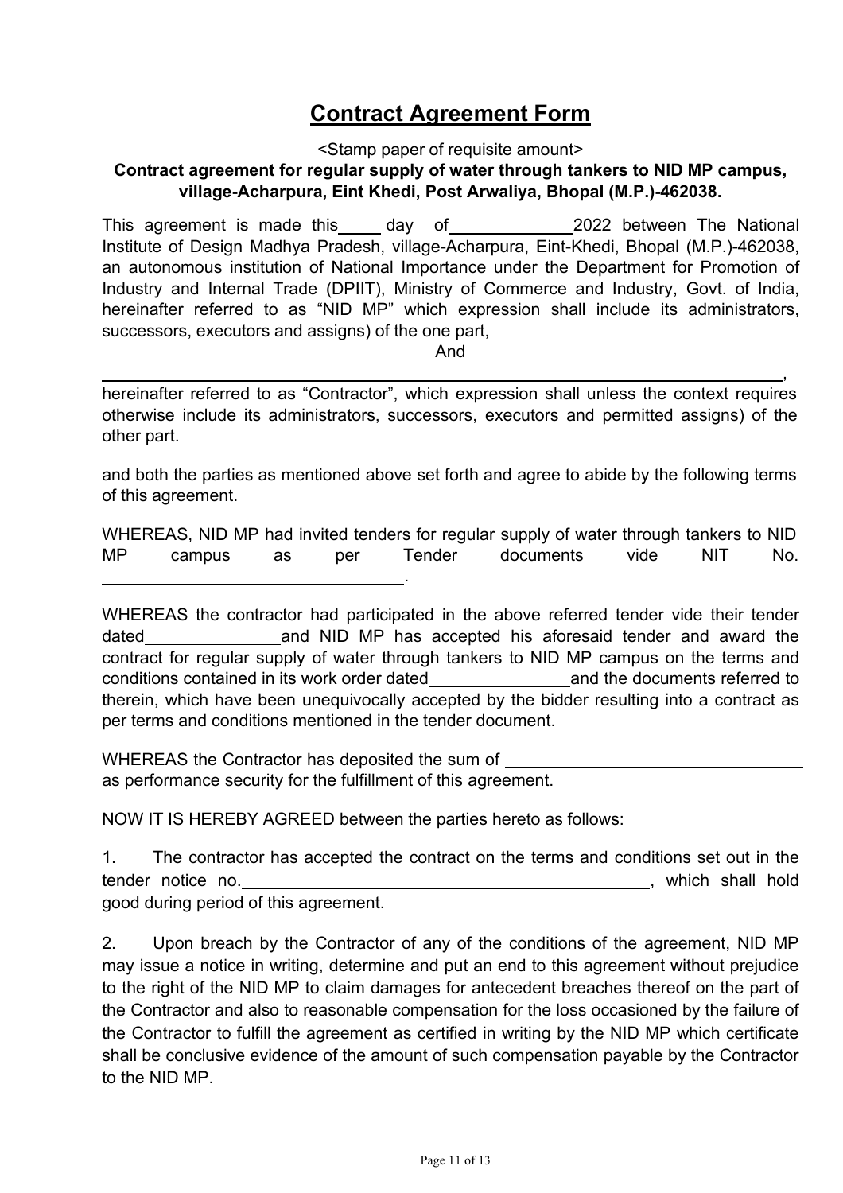# Contract Agreement Form

<Stamp paper of requisite amount>

**Contract agreement for regular supply of water through tankers to NID MP campus, village-Acharpura, Eint Khedi, Post Arwaliya, Bhopal (M.P.)-462038.**

This agreement is made this_____ day of______________2022 between The National Institute of Design Madhya Pradesh, village-Acharpura, Eint-Khedi, Bhopal (M.P.)-462038, an autonomous institution of National Importance under the Department for Promotion of Industry and Internal Trade (DPIIT), Ministry of Commerce and Industry, Govt. of India, hereinafter referred to as "NID MP" which expression shall include its administrators, successors, executors and assigns) of the one part,

And

_______________________________________________________________________________,
hereinafter referred to as "Contractor", which expression shall unless the context requires otherwise include its administrators, successors, executors and permitted assigns) of the other part.

and both the parties as mentioned above set forth and agree to abide by the following terms of this agreement.

WHEREAS, NID MP had invited tenders for regular supply of water through tankers to NID MP campus as per Tender documents vide NIT No. ____________________________________.

WHEREAS the contractor had participated in the above referred tender vide their tender dated________________and NID MP has accepted his aforesaid tender and award the contract for regular supply of water through tankers to NID MP campus on the terms and conditions contained in its work order dated________________and the documents referred to therein, which have been unequivocally accepted by the bidder resulting into a contract as per terms and conditions mentioned in the tender document.

WHEREAS the Contractor has deposited the sum of ____________________________________ as performance security for the fulfillment of this agreement.

NOW IT IS HEREBY AGREED between the parties hereto as follows:

1. The contractor has accepted the contract on the terms and conditions set out in the tender notice no.________________________________________________, which shall hold good during period of this agreement.

2. Upon breach by the Contractor of any of the conditions of the agreement, NID MP may issue a notice in writing, determine and put an end to this agreement without prejudice to the right of the NID MP to claim damages for antecedent breaches thereof on the part of the Contractor and also to reasonable compensation for the loss occasioned by the failure of the Contractor to fulfill the agreement as certified in writing by the NID MP which certificate shall be conclusive evidence of the amount of such compensation payable by the Contractor to the NID MP.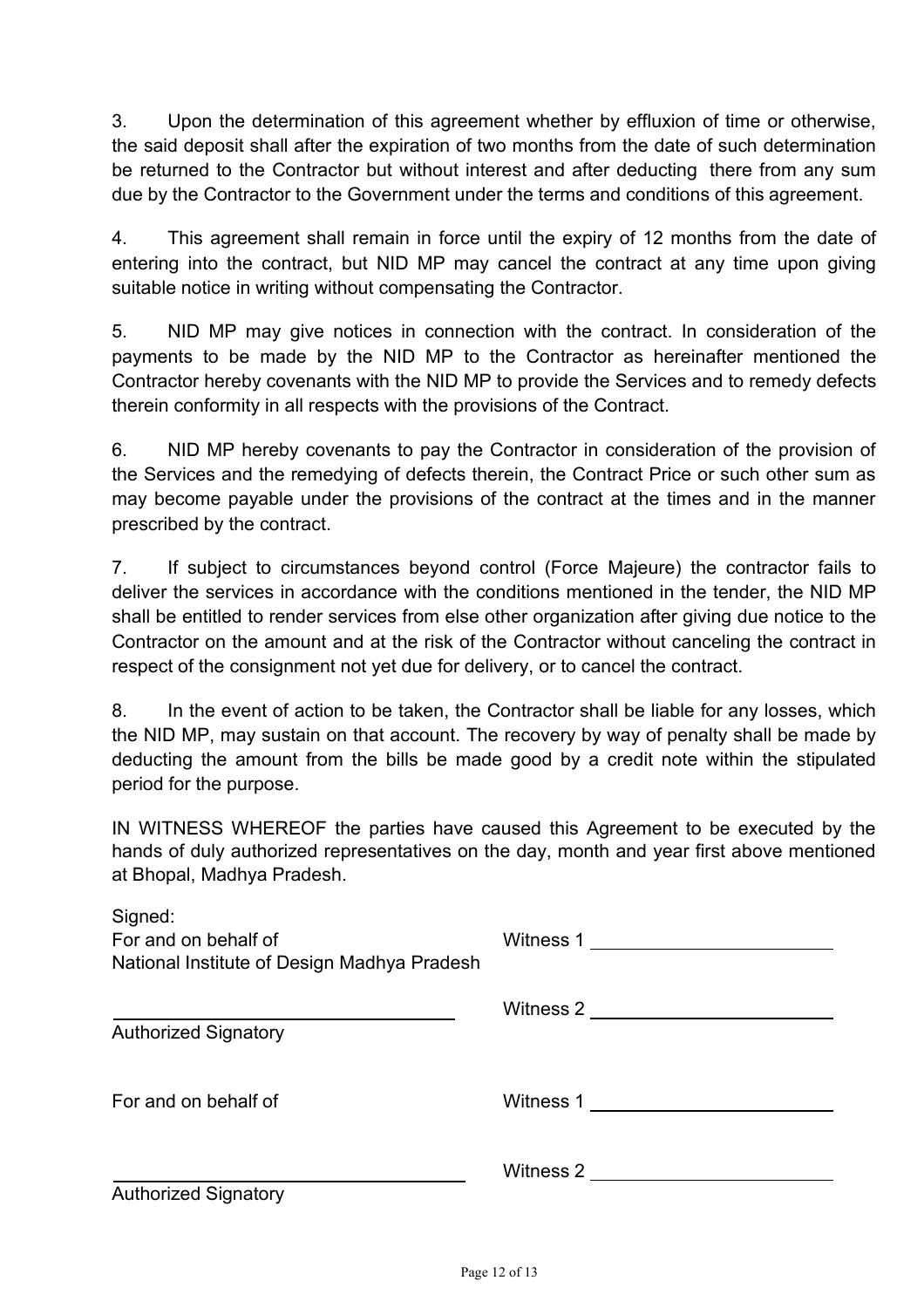3. Upon the determination of this agreement whether by effluxion of time or otherwise, the said deposit shall after the expiration of two months from the date of such determination be returned to the Contractor but without interest and after deducting there from any sum due by the Contractor to the Government under the terms and conditions of this agreement.

4. This agreement shall remain in force until the expiry of 12 months from the date of entering into the contract, but NID MP may cancel the contract at any time upon giving suitable notice in writing without compensating the Contractor.

5. NID MP may give notices in connection with the contract. In consideration of the payments to be made by the NID MP to the Contractor as hereinafter mentioned the Contractor hereby covenants with the NID MP to provide the Services and to remedy defects therein conformity in all respects with the provisions of the Contract.

6. NID MP hereby covenants to pay the Contractor in consideration of the provision of the Services and the remedying of defects therein, the Contract Price or such other sum as may become payable under the provisions of the contract at the times and in the manner prescribed by the contract.

7. If subject to circumstances beyond control (Force Majeure) the contractor fails to deliver the services in accordance with the conditions mentioned in the tender, the NID MP shall be entitled to render services from else other organization after giving due notice to the Contractor on the amount and at the risk of the Contractor without canceling the contract in respect of the consignment not yet due for delivery, or to cancel the contract.

8. In the event of action to be taken, the Contractor shall be liable for any losses, which the NID MP, may sustain on that account. The recovery by way of penalty shall be made by deducting the amount from the bills be made good by a credit note within the stipulated period for the purpose.

IN WITNESS WHEREOF the parties have caused this Agreement to be executed by the hands of duly authorized representatives on the day, month and year first above mentioned at Bhopal, Madhya Pradesh.

Signed:

For and on behalf of
National Institute of Design Madhya Pradesh

Witness 1 ________________________

Witness 2 ________________________

________________________________
Authorized Signatory

For and on behalf of

Witness 1 ________________________

Witness 2 ________________________

________________________________
Authorized Signatory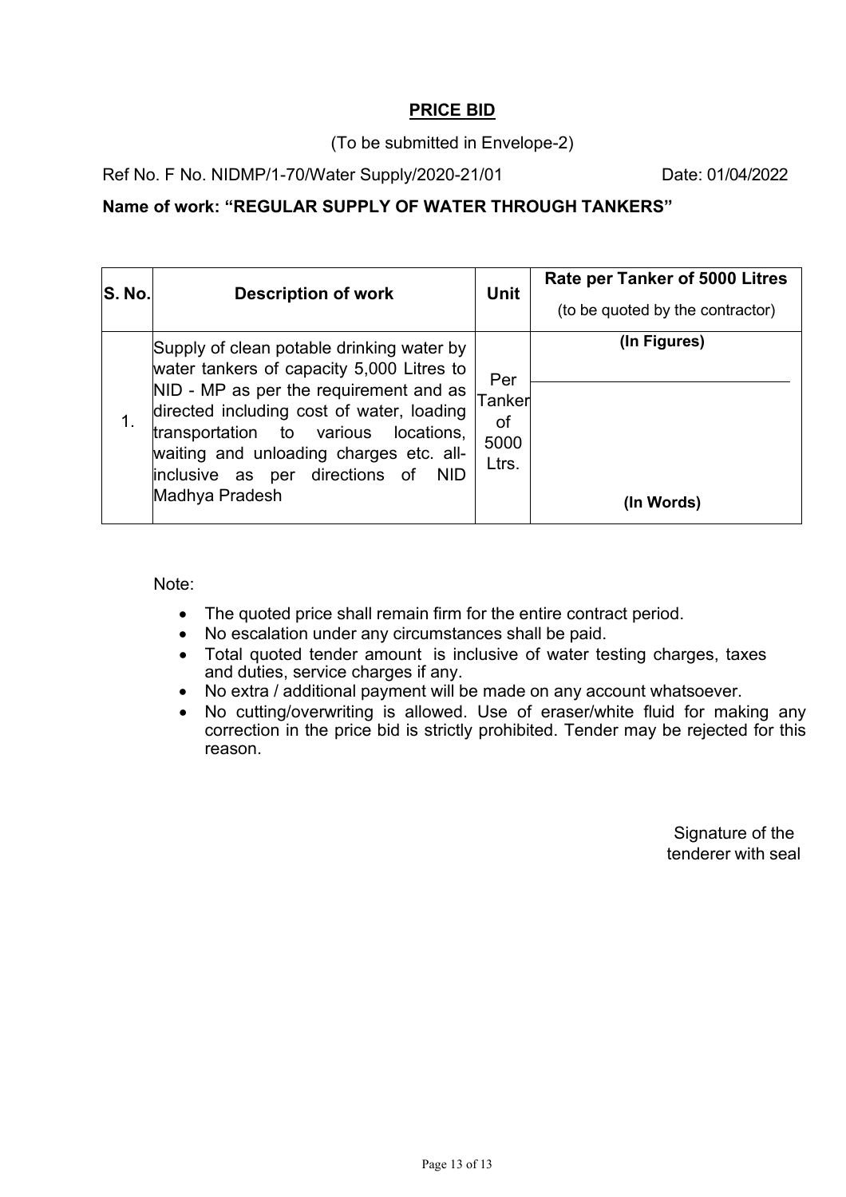## PRICE BID

(To be submitted in Envelope-2)

Ref No. F No. NIDMP/1-70/Water Supply/2020-21/01 Date: 01/04/2022

**Name of work: "REGULAR SUPPLY OF WATER THROUGH TANKERS"**

| S. No. | Description of work | Unit | Rate per Tanker of 5000 Litres (to be quoted by the contractor) |
|---|---|---|---|
| 1. | Supply of clean potable drinking water by water tankers of capacity 5,000 Litres to NID - MP as per the requirement and as directed including cost of water, loading transportation to various locations, waiting and unloading charges etc. all-inclusive as per directions of NID Madhya Pradesh | Per Tanker of 5000 Ltrs. | **(In Figures)** |
| | | | **(In Words)** |

Note:

- The quoted price shall remain firm for the entire contract period.
- No escalation under any circumstances shall be paid.
- Total quoted tender amount is inclusive of water testing charges, taxes and duties, service charges if any.
- No extra / additional payment will be made on any account whatsoever.
- No cutting/overwriting is allowed. Use of eraser/white fluid for making any correction in the price bid is strictly prohibited. Tender may be rejected for this reason.

Signature of the tenderer with seal